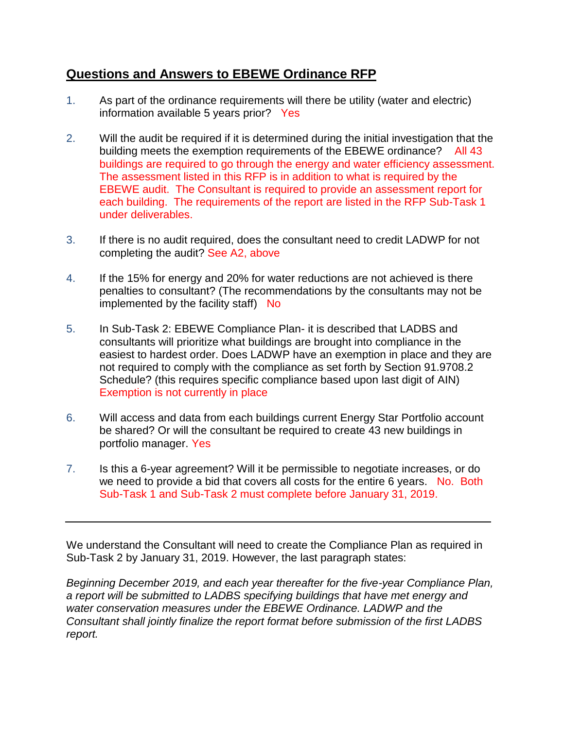# **Questions and Answers to EBEWE Ordinance RFP**

1. As part of the ordinance requirements will there be utility (water and electric) information available 5 years prior? Yes

2. Will the audit be required if it is determined during the initial investigation that the building meets the exemption requirements of the EBEWE ordinance? All 43 buildings are required to go through the energy and water efficiency assessment. The assessment listed in this RFP is in addition to what is required by the EBEWE audit. The Consultant is required to provide an assessment report for each building. The requirements of the report are listed in the RFP Sub-Task 1 under deliverables.

3. If there is no audit required, does the consultant need to credit LADWP for not completing the audit? See A2, above

4. If the 15% for energy and 20% for water reductions are not achieved is there penalties to consultant? (The recommendations by the consultants may not be implemented by the facility staff) No

5. In Sub-Task 2: EBEWE Compliance Plan- it is described that LADBS and consultants will prioritize what buildings are brought into compliance in the easiest to hardest order. Does LADWP have an exemption in place and they are not required to comply with the compliance as set forth by Section 91.9708.2 Schedule? (this requires specific compliance based upon last digit of AIN) Exemption is not currently in place

6. Will access and data from each buildings current Energy Star Portfolio account be shared? Or will the consultant be required to create 43 new buildings in portfolio manager. Yes

7. Is this a 6-year agreement? Will it be permissible to negotiate increases, or do we need to provide a bid that covers all costs for the entire 6 years. No. Both Sub-Task 1 and Sub-Task 2 must complete before January 31, 2019.

---

We understand the Consultant will need to create the Compliance Plan as required in Sub-Task 2 by January 31, 2019. However, the last paragraph states:

*Beginning December 2019, and each year thereafter for the five-year Compliance Plan, a report will be submitted to LADBS specifying buildings that have met energy and water conservation measures under the EBEWE Ordinance. LADWP and the Consultant shall jointly finalize the report format before submission of the first LADBS report.*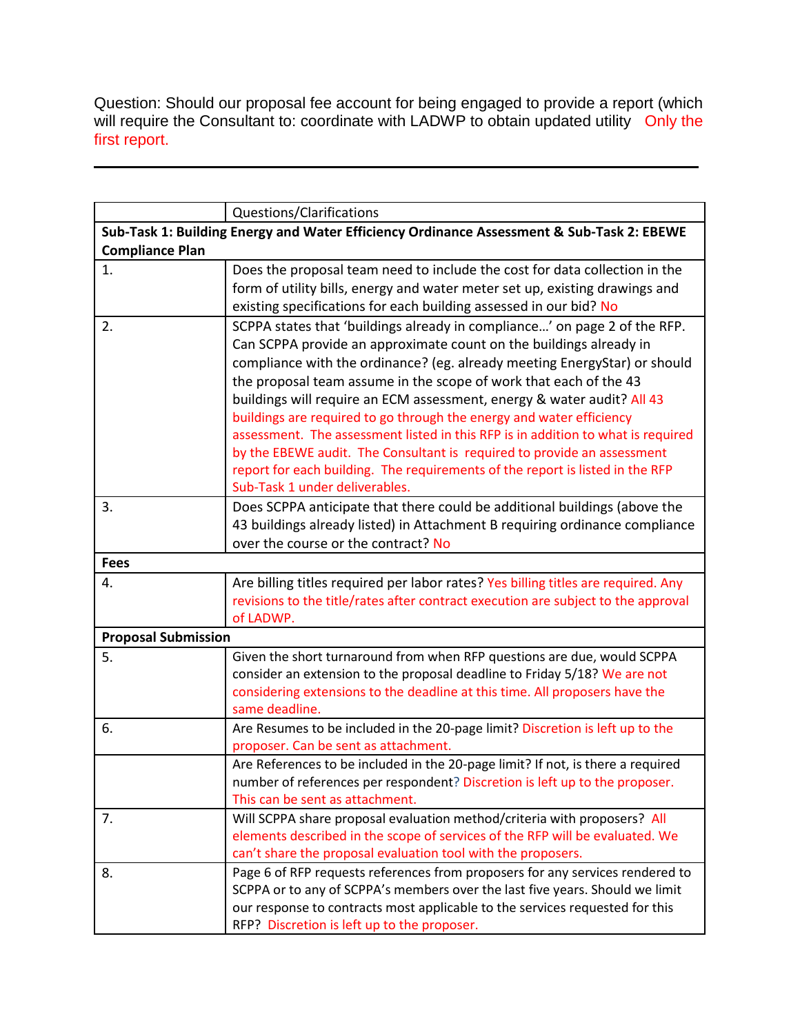Question: Should our proposal fee account for being engaged to provide a report (which will require the Consultant to: coordinate with LADWP to obtain updated utility Only the first report.

---

| | Questions/Clarifications |
|---|---|
| **Sub-Task 1: Building Energy and Water Efficiency Ordinance Assessment & Sub-Task 2: EBEWE Compliance Plan** | |
| 1. | Does the proposal team need to include the cost for data collection in the form of utility bills, energy and water meter set up, existing drawings and existing specifications for each building assessed in our bid? No |
| 2. | SCPPA states that 'buildings already in compliance…' on page 2 of the RFP. Can SCPPA provide an approximate count on the buildings already in compliance with the ordinance? (eg. already meeting EnergyStar) or should the proposal team assume in the scope of work that each of the 43 buildings will require an ECM assessment, energy & water audit? All 43 buildings are required to go through the energy and water efficiency assessment. The assessment listed in this RFP is in addition to what is required by the EBEWE audit. The Consultant is required to provide an assessment report for each building. The requirements of the report is listed in the RFP Sub-Task 1 under deliverables. |
| 3. | Does SCPPA anticipate that there could be additional buildings (above the 43 buildings already listed) in Attachment B requiring ordinance compliance over the course or the contract? No |
| **Fees** | |
| 4. | Are billing titles required per labor rates? Yes billing titles are required. Any revisions to the title/rates after contract execution are subject to the approval of LADWP. |
| **Proposal Submission** | |
| 5. | Given the short turnaround from when RFP questions are due, would SCPPA consider an extension to the proposal deadline to Friday 5/18? We are not considering extensions to the deadline at this time. All proposers have the same deadline. |
| 6. | Are Resumes to be included in the 20-page limit? Discretion is left up to the proposer. Can be sent as attachment. |
| | Are References to be included in the 20-page limit? If not, is there a required number of references per respondent? Discretion is left up to the proposer. This can be sent as attachment. |
| 7. | Will SCPPA share proposal evaluation method/criteria with proposers? All elements described in the scope of services of the RFP will be evaluated. We can't share the proposal evaluation tool with the proposers. |
| 8. | Page 6 of RFP requests references from proposers for any services rendered to SCPPA or to any of SCPPA's members over the last five years. Should we limit our response to contracts most applicable to the services requested for this RFP? Discretion is left up to the proposer. |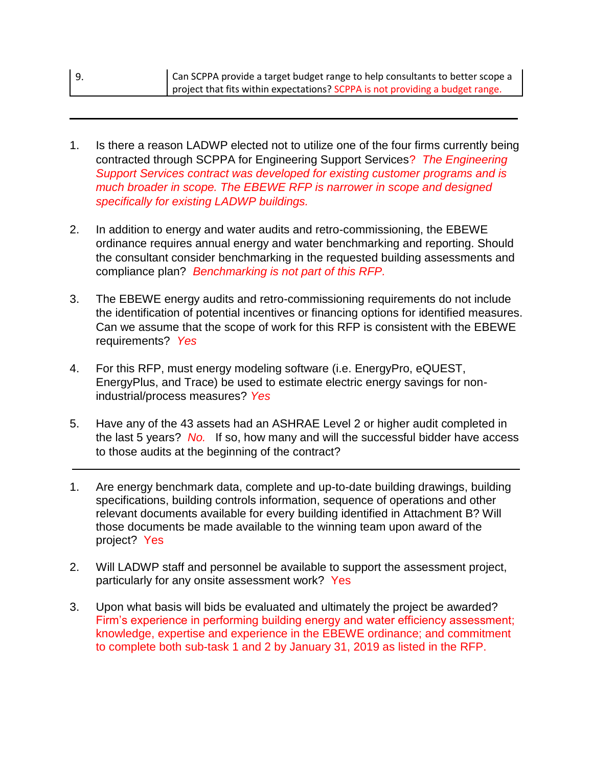| | |
|---|---|
| 9. | Can SCPPA provide a target budget range to help consultants to better scope a project that fits within expectations? SCPPA is not providing a budget range. |

---

1. Is there a reason LADWP elected not to utilize one of the four firms currently being contracted through SCPPA for Engineering Support Services? *The Engineering Support Services contract was developed for existing customer programs and is much broader in scope. The EBEWE RFP is narrower in scope and designed specifically for existing LADWP buildings.*

2. In addition to energy and water audits and retro-commissioning, the EBEWE ordinance requires annual energy and water benchmarking and reporting. Should the consultant consider benchmarking in the requested building assessments and compliance plan? *Benchmarking is not part of this RFP.*

3. The EBEWE energy audits and retro-commissioning requirements do not include the identification of potential incentives or financing options for identified measures. Can we assume that the scope of work for this RFP is consistent with the EBEWE requirements? *Yes*

4. For this RFP, must energy modeling software (i.e. EnergyPro, eQUEST, EnergyPlus, and Trace) be used to estimate electric energy savings for non-industrial/process measures? *Yes*

5. Have any of the 43 assets had an ASHRAE Level 2 or higher audit completed in the last 5 years? *No.* If so, how many and will the successful bidder have access to those audits at the beginning of the contract?

---

1. Are energy benchmark data, complete and up-to-date building drawings, building specifications, building controls information, sequence of operations and other relevant documents available for every building identified in Attachment B? Will those documents be made available to the winning team upon award of the project? Yes

2. Will LADWP staff and personnel be available to support the assessment project, particularly for any onsite assessment work? Yes

3. Upon what basis will bids be evaluated and ultimately the project be awarded? Firm's experience in performing building energy and water efficiency assessment; knowledge, expertise and experience in the EBEWE ordinance; and commitment to complete both sub-task 1 and 2 by January 31, 2019 as listed in the RFP.